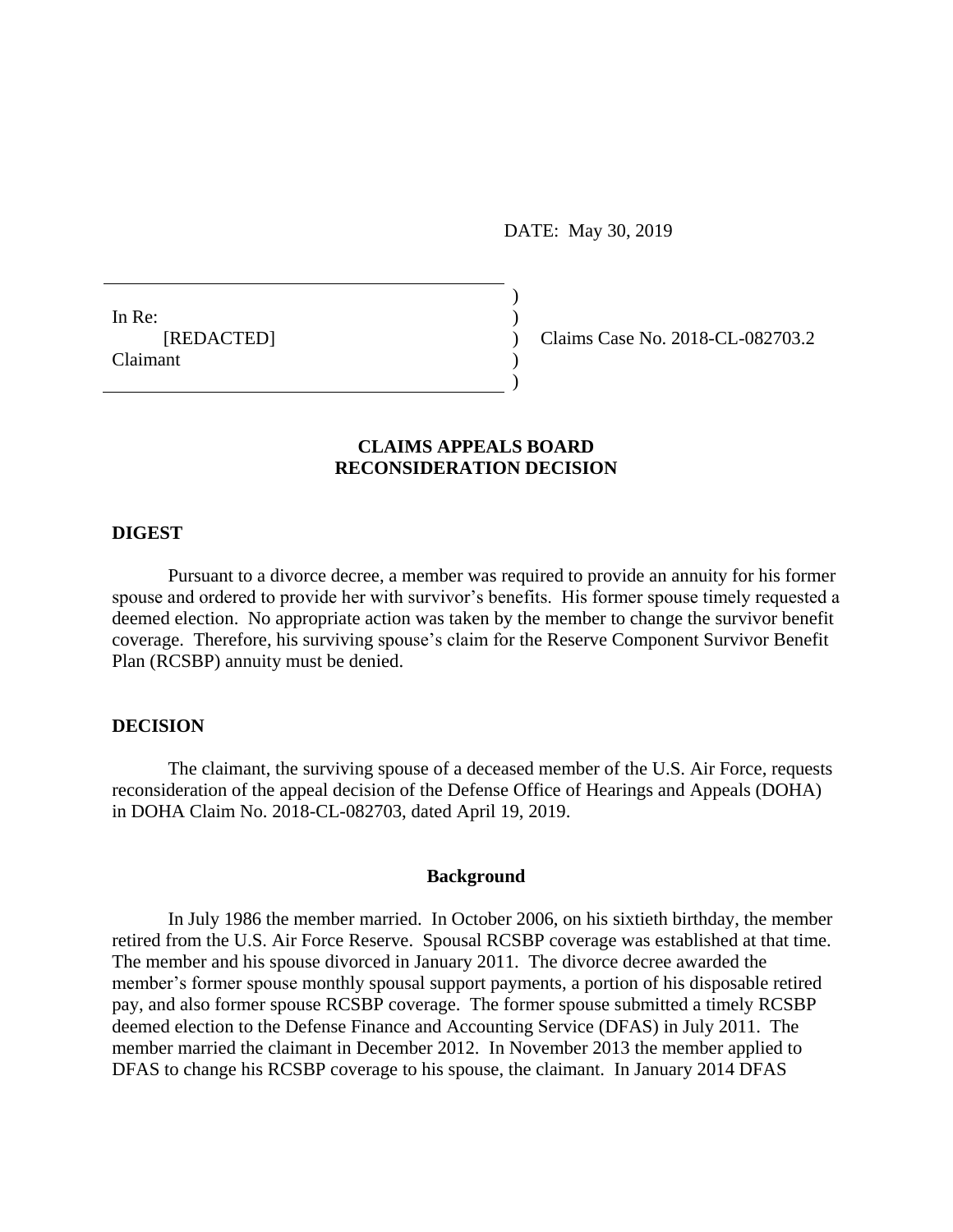DATE: May 30, 2019

In Re:
[REDACTED]
Claimant

Claims Case No. 2018-CL-082703.2

**CLAIMS APPEALS BOARD**
**RECONSIDERATION DECISION**

## DIGEST

Pursuant to a divorce decree, a member was required to provide an annuity for his former spouse and ordered to provide her with survivor's benefits. His former spouse timely requested a deemed election. No appropriate action was taken by the member to change the survivor benefit coverage. Therefore, his surviving spouse's claim for the Reserve Component Survivor Benefit Plan (RCSBP) annuity must be denied.

## DECISION

The claimant, the surviving spouse of a deceased member of the U.S. Air Force, requests reconsideration of the appeal decision of the Defense Office of Hearings and Appeals (DOHA) in DOHA Claim No. 2018-CL-082703, dated April 19, 2019.

### Background

In July 1986 the member married. In October 2006, on his sixtieth birthday, the member retired from the U.S. Air Force Reserve. Spousal RCSBP coverage was established at that time. The member and his spouse divorced in January 2011. The divorce decree awarded the member's former spouse monthly spousal support payments, a portion of his disposable retired pay, and also former spouse RCSBP coverage. The former spouse submitted a timely RCSBP deemed election to the Defense Finance and Accounting Service (DFAS) in July 2011. The member married the claimant in December 2012. In November 2013 the member applied to DFAS to change his RCSBP coverage to his spouse, the claimant. In January 2014 DFAS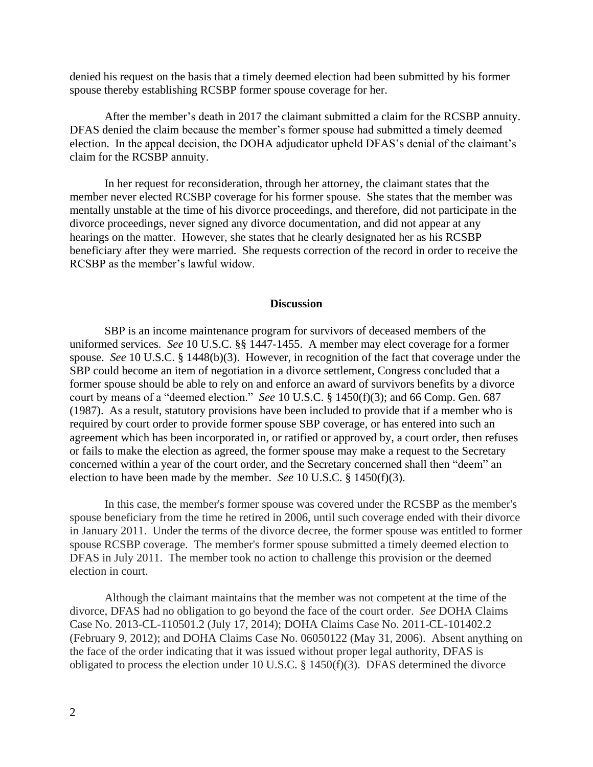denied his request on the basis that a timely deemed election had been submitted by his former spouse thereby establishing RCSBP former spouse coverage for her.

After the member's death in 2017 the claimant submitted a claim for the RCSBP annuity. DFAS denied the claim because the member's former spouse had submitted a timely deemed election. In the appeal decision, the DOHA adjudicator upheld DFAS's denial of the claimant's claim for the RCSBP annuity.

In her request for reconsideration, through her attorney, the claimant states that the member never elected RCSBP coverage for his former spouse. She states that the member was mentally unstable at the time of his divorce proceedings, and therefore, did not participate in the divorce proceedings, never signed any divorce documentation, and did not appear at any hearings on the matter. However, she states that he clearly designated her as his RCSBP beneficiary after they were married. She requests correction of the record in order to receive the RCSBP as the member's lawful widow.

## Discussion

SBP is an income maintenance program for survivors of deceased members of the uniformed services. *See* 10 U.S.C. §§ 1447-1455. A member may elect coverage for a former spouse. *See* 10 U.S.C. § 1448(b)(3). However, in recognition of the fact that coverage under the SBP could become an item of negotiation in a divorce settlement, Congress concluded that a former spouse should be able to rely on and enforce an award of survivors benefits by a divorce court by means of a "deemed election." *See* 10 U.S.C. § 1450(f)(3); and 66 Comp. Gen. 687 (1987). As a result, statutory provisions have been included to provide that if a member who is required by court order to provide former spouse SBP coverage, or has entered into such an agreement which has been incorporated in, or ratified or approved by, a court order, then refuses or fails to make the election as agreed, the former spouse may make a request to the Secretary concerned within a year of the court order, and the Secretary concerned shall then "deem" an election to have been made by the member. *See* 10 U.S.C. § 1450(f)(3).

In this case, the member's former spouse was covered under the RCSBP as the member's spouse beneficiary from the time he retired in 2006, until such coverage ended with their divorce in January 2011. Under the terms of the divorce decree, the former spouse was entitled to former spouse RCSBP coverage. The member's former spouse submitted a timely deemed election to DFAS in July 2011. The member took no action to challenge this provision or the deemed election in court.

Although the claimant maintains that the member was not competent at the time of the divorce, DFAS had no obligation to go beyond the face of the court order. *See* DOHA Claims Case No. 2013-CL-110501.2 (July 17, 2014); DOHA Claims Case No. 2011-CL-101402.2 (February 9, 2012); and DOHA Claims Case No. 06050122 (May 31, 2006). Absent anything on the face of the order indicating that it was issued without proper legal authority, DFAS is obligated to process the election under 10 U.S.C. § 1450(f)(3). DFAS determined the divorce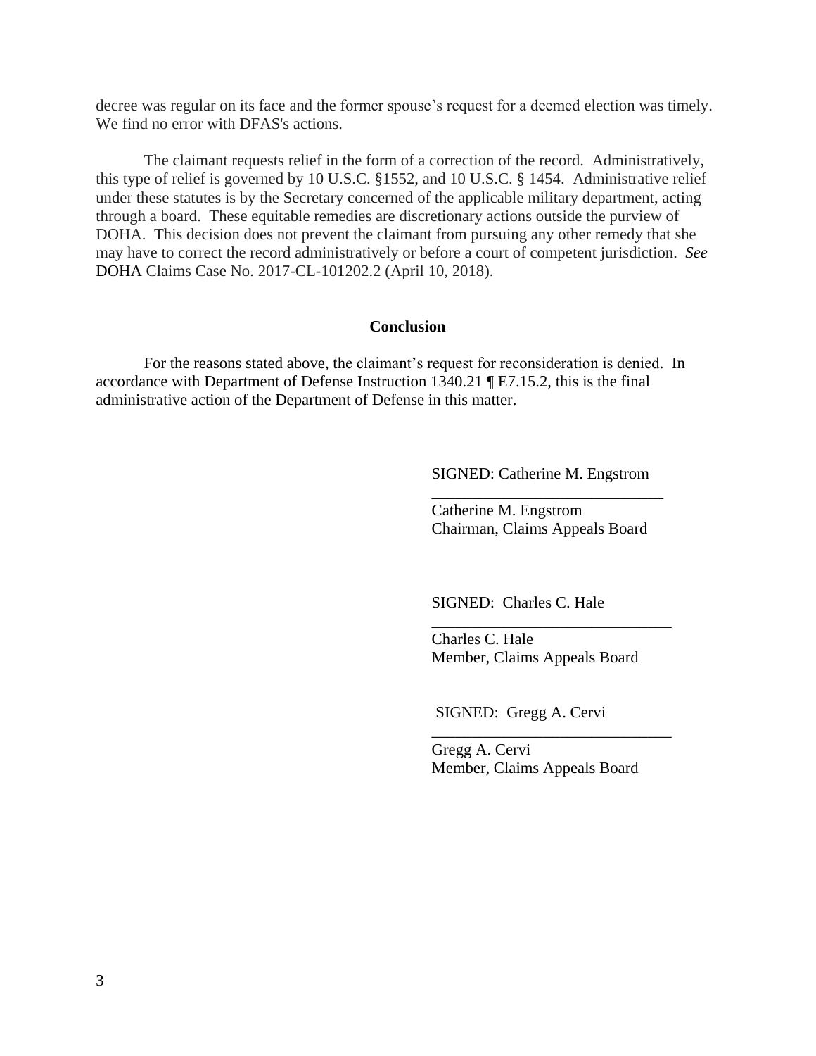decree was regular on its face and the former spouse's request for a deemed election was timely. We find no error with DFAS's actions.

The claimant requests relief in the form of a correction of the record. Administratively, this type of relief is governed by 10 U.S.C. §1552, and 10 U.S.C. § 1454. Administrative relief under these statutes is by the Secretary concerned of the applicable military department, acting through a board. These equitable remedies are discretionary actions outside the purview of DOHA. This decision does not prevent the claimant from pursuing any other remedy that she may have to correct the record administratively or before a court of competent jurisdiction. *See* DOHA Claims Case No. 2017-CL-101202.2 (April 10, 2018).

**Conclusion**

For the reasons stated above, the claimant's request for reconsideration is denied. In accordance with Department of Defense Instruction 1340.21 ¶ E7.15.2, this is the final administrative action of the Department of Defense in this matter.

SIGNED: Catherine M. Engstrom

Catherine M. Engstrom
Chairman, Claims Appeals Board

SIGNED: Charles C. Hale

Charles C. Hale
Member, Claims Appeals Board

SIGNED: Gregg A. Cervi

Gregg A. Cervi
Member, Claims Appeals Board